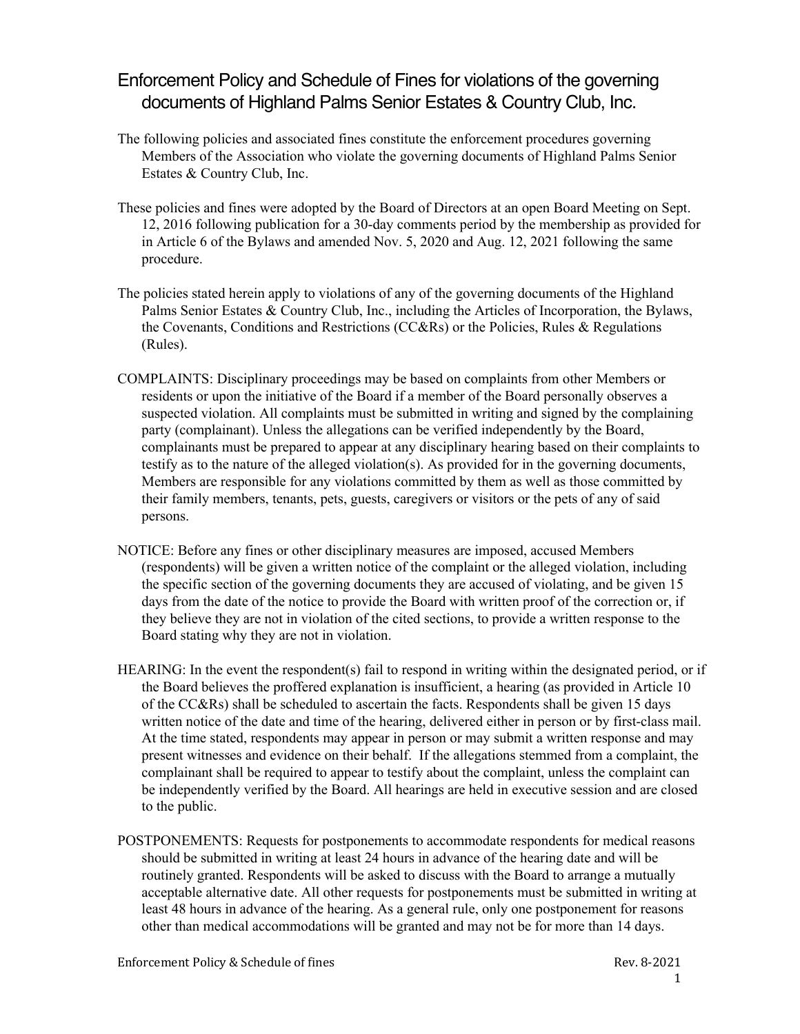# Enforcement Policy and Schedule of Fines for violations of the governing documents of Highland Palms Senior Estates & Country Club, Inc.

The following policies and associated fines constitute the enforcement procedures governing Members of the Association who violate the governing documents of Highland Palms Senior Estates & Country Club, Inc.

These policies and fines were adopted by the Board of Directors at an open Board Meeting on Sept. 12, 2016 following publication for a 30-day comments period by the membership as provided for in Article 6 of the Bylaws and amended Nov. 5, 2020 and Aug. 12, 2021 following the same procedure.

The policies stated herein apply to violations of any of the governing documents of the Highland Palms Senior Estates & Country Club, Inc., including the Articles of Incorporation, the Bylaws, the Covenants, Conditions and Restrictions (CC&Rs) or the Policies, Rules & Regulations (Rules).

COMPLAINTS: Disciplinary proceedings may be based on complaints from other Members or residents or upon the initiative of the Board if a member of the Board personally observes a suspected violation. All complaints must be submitted in writing and signed by the complaining party (complainant). Unless the allegations can be verified independently by the Board, complainants must be prepared to appear at any disciplinary hearing based on their complaints to testify as to the nature of the alleged violation(s). As provided for in the governing documents, Members are responsible for any violations committed by them as well as those committed by their family members, tenants, pets, guests, caregivers or visitors or the pets of any of said persons.

NOTICE: Before any fines or other disciplinary measures are imposed, accused Members (respondents) will be given a written notice of the complaint or the alleged violation, including the specific section of the governing documents they are accused of violating, and be given 15 days from the date of the notice to provide the Board with written proof of the correction or, if they believe they are not in violation of the cited sections, to provide a written response to the Board stating why they are not in violation.

HEARING: In the event the respondent(s) fail to respond in writing within the designated period, or if the Board believes the proffered explanation is insufficient, a hearing (as provided in Article 10 of the CC&Rs) shall be scheduled to ascertain the facts. Respondents shall be given 15 days written notice of the date and time of the hearing, delivered either in person or by first-class mail. At the time stated, respondents may appear in person or may submit a written response and may present witnesses and evidence on their behalf. If the allegations stemmed from a complaint, the complainant shall be required to appear to testify about the complaint, unless the complaint can be independently verified by the Board. All hearings are held in executive session and are closed to the public.

POSTPONEMENTS: Requests for postponements to accommodate respondents for medical reasons should be submitted in writing at least 24 hours in advance of the hearing date and will be routinely granted. Respondents will be asked to discuss with the Board to arrange a mutually acceptable alternative date. All other requests for postponements must be submitted in writing at least 48 hours in advance of the hearing. As a general rule, only one postponement for reasons other than medical accommodations will be granted and may not be for more than 14 days.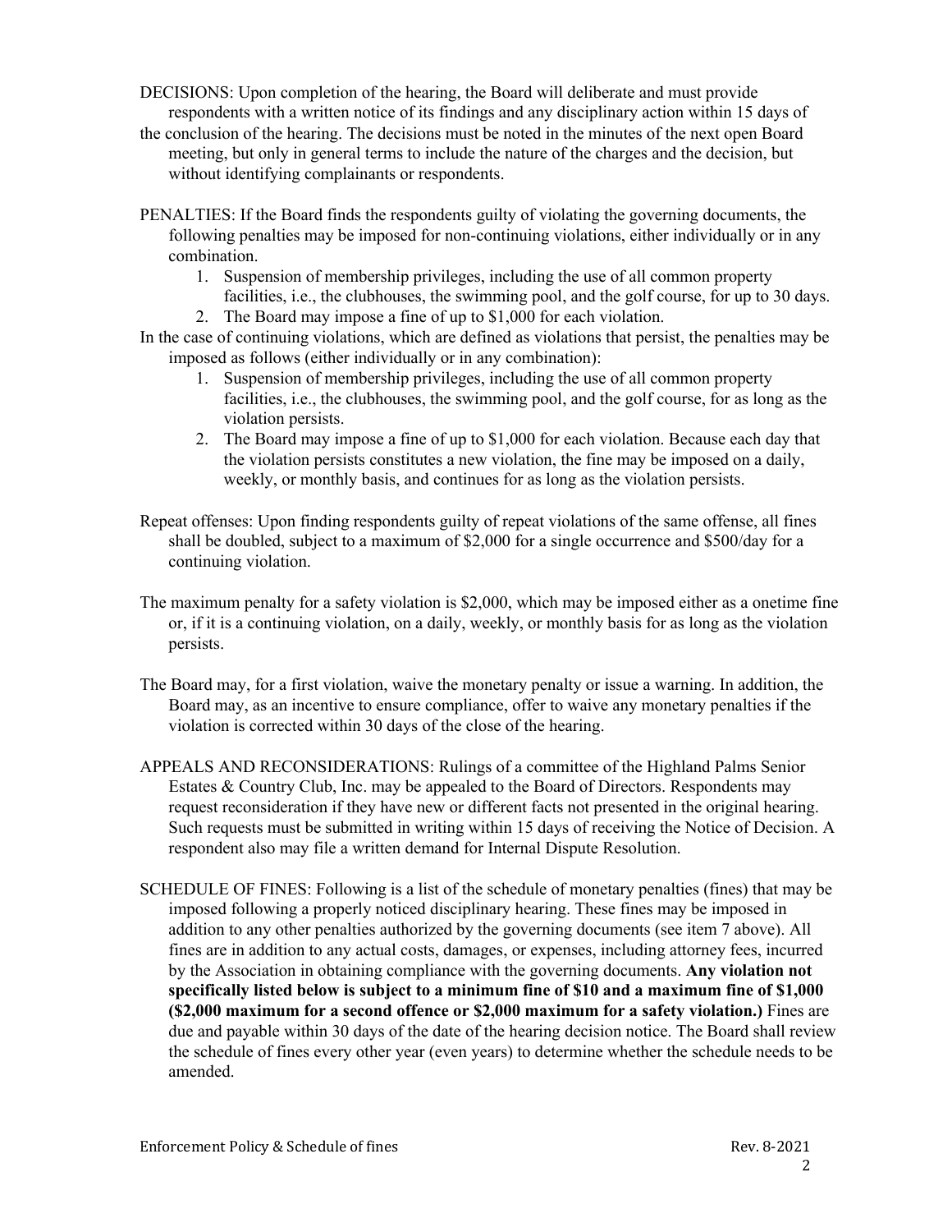DECISIONS: Upon completion of the hearing, the Board will deliberate and must provide respondents with a written notice of its findings and any disciplinary action within 15 days of the conclusion of the hearing. The decisions must be noted in the minutes of the next open Board meeting, but only in general terms to include the nature of the charges and the decision, but without identifying complainants or respondents.

PENALTIES: If the Board finds the respondents guilty of violating the governing documents, the following penalties may be imposed for non-continuing violations, either individually or in any combination.

1. Suspension of membership privileges, including the use of all common property facilities, i.e., the clubhouses, the swimming pool, and the golf course, for up to 30 days.
2. The Board may impose a fine of up to $1,000 for each violation.

In the case of continuing violations, which are defined as violations that persist, the penalties may be imposed as follows (either individually or in any combination):

1. Suspension of membership privileges, including the use of all common property facilities, i.e., the clubhouses, the swimming pool, and the golf course, for as long as the violation persists.
2. The Board may impose a fine of up to $1,000 for each violation. Because each day that the violation persists constitutes a new violation, the fine may be imposed on a daily, weekly, or monthly basis, and continues for as long as the violation persists.

Repeat offenses: Upon finding respondents guilty of repeat violations of the same offense, all fines shall be doubled, subject to a maximum of $2,000 for a single occurrence and $500/day for a continuing violation.

The maximum penalty for a safety violation is $2,000, which may be imposed either as a onetime fine or, if it is a continuing violation, on a daily, weekly, or monthly basis for as long as the violation persists.

The Board may, for a first violation, waive the monetary penalty or issue a warning. In addition, the Board may, as an incentive to ensure compliance, offer to waive any monetary penalties if the violation is corrected within 30 days of the close of the hearing.

APPEALS AND RECONSIDERATIONS: Rulings of a committee of the Highland Palms Senior Estates & Country Club, Inc. may be appealed to the Board of Directors. Respondents may request reconsideration if they have new or different facts not presented in the original hearing. Such requests must be submitted in writing within 15 days of receiving the Notice of Decision. A respondent also may file a written demand for Internal Dispute Resolution.

SCHEDULE OF FINES: Following is a list of the schedule of monetary penalties (fines) that may be imposed following a properly noticed disciplinary hearing. These fines may be imposed in addition to any other penalties authorized by the governing documents (see item 7 above). All fines are in addition to any actual costs, damages, or expenses, including attorney fees, incurred by the Association in obtaining compliance with the governing documents. **Any violation not specifically listed below is subject to a minimum fine of $10 and a maximum fine of $1,000 ($2,000 maximum for a second offence or $2,000 maximum for a safety violation.)** Fines are due and payable within 30 days of the date of the hearing decision notice. The Board shall review the schedule of fines every other year (even years) to determine whether the schedule needs to be amended.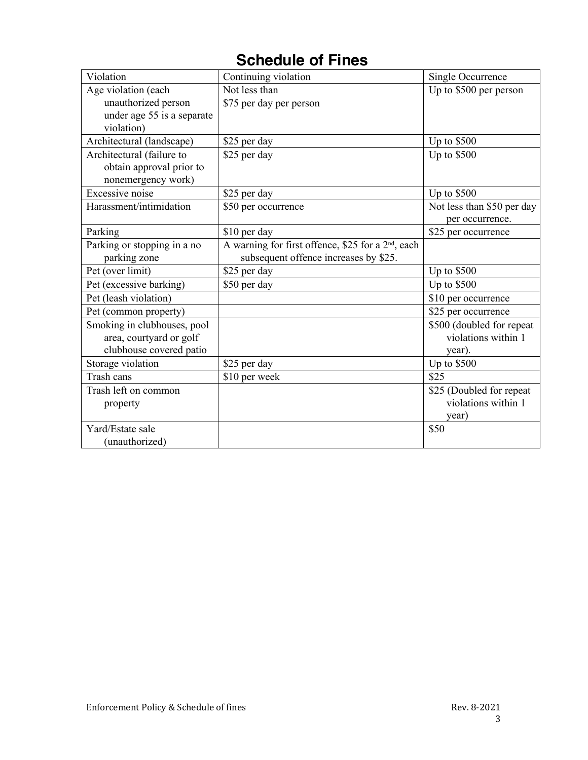# Schedule of Fines

| Violation | Continuing violation | Single Occurrence |
| --- | --- | --- |
| Age violation (each unauthorized person under age 55 is a separate violation) | Not less than $75 per day per person | Up to $500 per person |
| Architectural (landscape) | $25 per day | Up to $500 |
| Architectural (failure to obtain approval prior to nonemergency work) | $25 per day | Up to $500 |
| Excessive noise | $25 per day | Up to $500 |
| Harassment/intimidation | $50 per occurrence | Not less than $50 per day per occurrence. |
| Parking | $10 per day | $25 per occurrence |
| Parking or stopping in a no parking zone | A warning for first offence, $25 for a 2nd, each subsequent offence increases by $25. | |
| Pet (over limit) | $25 per day | Up to $500 |
| Pet (excessive barking) | $50 per day | Up to $500 |
| Pet (leash violation) | | $10 per occurrence |
| Pet (common property) | | $25 per occurrence |
| Smoking in clubhouses, pool area, courtyard or golf clubhouse covered patio | | $500 (doubled for repeat violations within 1 year). |
| Storage violation | $25 per day | Up to $500 |
| Trash cans | $10 per week | $25 |
| Trash left on common property | | $25 (Doubled for repeat violations within 1 year) |
| Yard/Estate sale (unauthorized) | | $50 |